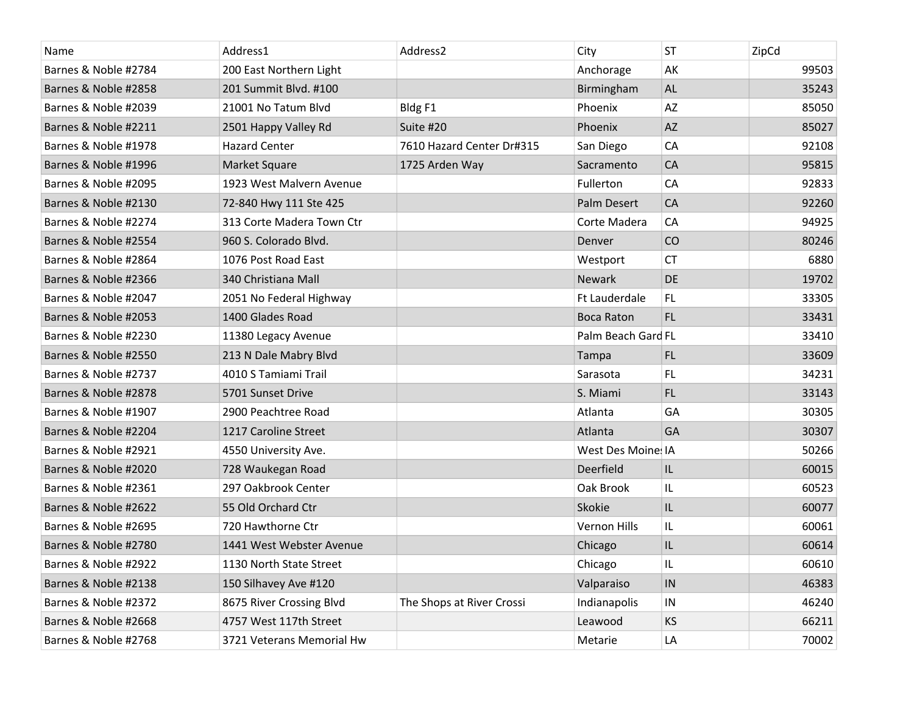| Name | Address1 | Address2 | City | ST | ZipCd |
|---|---|---|---|---|---|
| Barnes & Noble #2784 | 200 East Northern Light | | Anchorage | AK | 99503 |
| Barnes & Noble #2858 | 201 Summit Blvd. #100 | | Birmingham | AL | 35243 |
| Barnes & Noble #2039 | 21001 No Tatum Blvd | Bldg F1 | Phoenix | AZ | 85050 |
| Barnes & Noble #2211 | 2501 Happy Valley Rd | Suite #20 | Phoenix | AZ | 85027 |
| Barnes & Noble #1978 | Hazard Center | 7610 Hazard Center Dr#315 | San Diego | CA | 92108 |
| Barnes & Noble #1996 | Market Square | 1725 Arden Way | Sacramento | CA | 95815 |
| Barnes & Noble #2095 | 1923 West Malvern Avenue | | Fullerton | CA | 92833 |
| Barnes & Noble #2130 | 72-840 Hwy 111 Ste 425 | | Palm Desert | CA | 92260 |
| Barnes & Noble #2274 | 313 Corte Madera Town Ctr | | Corte Madera | CA | 94925 |
| Barnes & Noble #2554 | 960 S. Colorado Blvd. | | Denver | CO | 80246 |
| Barnes & Noble #2864 | 1076 Post Road East | | Westport | CT | 6880 |
| Barnes & Noble #2366 | 340 Christiana Mall | | Newark | DE | 19702 |
| Barnes & Noble #2047 | 2051 No Federal Highway | | Ft Lauderdale | FL | 33305 |
| Barnes & Noble #2053 | 1400 Glades Road | | Boca Raton | FL | 33431 |
| Barnes & Noble #2230 | 11380 Legacy Avenue | | Palm Beach Gard | FL | 33410 |
| Barnes & Noble #2550 | 213 N Dale Mabry Blvd | | Tampa | FL | 33609 |
| Barnes & Noble #2737 | 4010 S Tamiami Trail | | Sarasota | FL | 34231 |
| Barnes & Noble #2878 | 5701 Sunset Drive | | S. Miami | FL | 33143 |
| Barnes & Noble #1907 | 2900 Peachtree Road | | Atlanta | GA | 30305 |
| Barnes & Noble #2204 | 1217 Caroline Street | | Atlanta | GA | 30307 |
| Barnes & Noble #2921 | 4550 University Ave. | | West Des Moine | IA | 50266 |
| Barnes & Noble #2020 | 728 Waukegan Road | | Deerfield | IL | 60015 |
| Barnes & Noble #2361 | 297 Oakbrook Center | | Oak Brook | IL | 60523 |
| Barnes & Noble #2622 | 55 Old Orchard Ctr | | Skokie | IL | 60077 |
| Barnes & Noble #2695 | 720 Hawthorne Ctr | | Vernon Hills | IL | 60061 |
| Barnes & Noble #2780 | 1441 West Webster Avenue | | Chicago | IL | 60614 |
| Barnes & Noble #2922 | 1130 North State Street | | Chicago | IL | 60610 |
| Barnes & Noble #2138 | 150 Silhavey Ave #120 | | Valparaiso | IN | 46383 |
| Barnes & Noble #2372 | 8675 River Crossing Blvd | The Shops at River Crossi | Indianapolis | IN | 46240 |
| Barnes & Noble #2668 | 4757 West 117th Street | | Leawood | KS | 66211 |
| Barnes & Noble #2768 | 3721 Veterans Memorial Hw | | Metarie | LA | 70002 |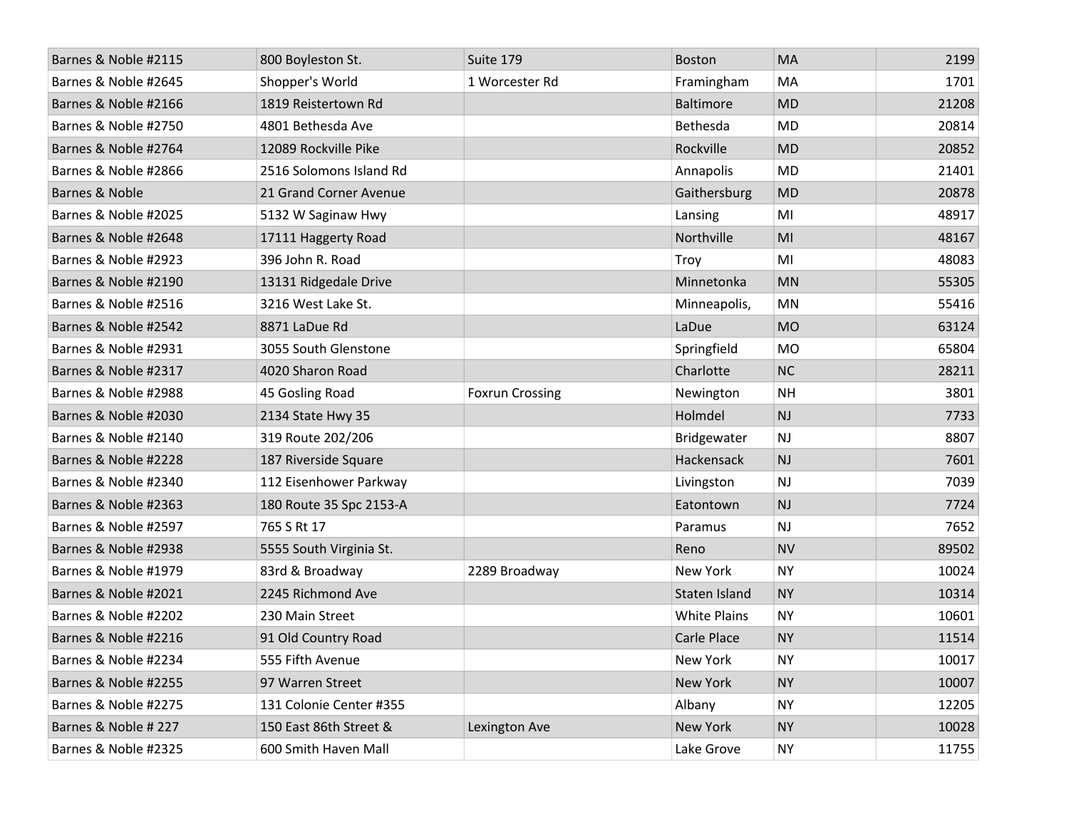| | | | | | |
|---|---|---|---|---|---|
| Barnes & Noble #2115 | 800 Boylston St. | Suite 179 | Boston | MA | 2199 |
| Barnes & Noble #2645 | Shopper's World | 1 Worcester Rd | Framingham | MA | 1701 |
| Barnes & Noble #2166 | 1819 Reistertown Rd | | Baltimore | MD | 21208 |
| Barnes & Noble #2750 | 4801 Bethesda Ave | | Bethesda | MD | 20814 |
| Barnes & Noble #2764 | 12089 Rockville Pike | | Rockville | MD | 20852 |
| Barnes & Noble #2866 | 2516 Solomons Island Rd | | Annapolis | MD | 21401 |
| Barnes & Noble | 21 Grand Corner Avenue | | Gaithersburg | MD | 20878 |
| Barnes & Noble #2025 | 5132 W Saginaw Hwy | | Lansing | MI | 48917 |
| Barnes & Noble #2648 | 17111 Haggerty Road | | Northville | MI | 48167 |
| Barnes & Noble #2923 | 396 John R. Road | | Troy | MI | 48083 |
| Barnes & Noble #2190 | 13131 Ridgedale Drive | | Minnetonka | MN | 55305 |
| Barnes & Noble #2516 | 3216 West Lake St. | | Minneapolis, | MN | 55416 |
| Barnes & Noble #2542 | 8871 LaDue Rd | | LaDue | MO | 63124 |
| Barnes & Noble #2931 | 3055 South Glenstone | | Springfield | MO | 65804 |
| Barnes & Noble #2317 | 4020 Sharon Road | | Charlotte | NC | 28211 |
| Barnes & Noble #2988 | 45 Gosling Road | Foxrun Crossing | Newington | NH | 3801 |
| Barnes & Noble #2030 | 2134 State Hwy 35 | | Holmdel | NJ | 7733 |
| Barnes & Noble #2140 | 319 Route 202/206 | | Bridgewater | NJ | 8807 |
| Barnes & Noble #2228 | 187 Riverside Square | | Hackensack | NJ | 7601 |
| Barnes & Noble #2340 | 112 Eisenhower Parkway | | Livingston | NJ | 7039 |
| Barnes & Noble #2363 | 180 Route 35 Spc 2153-A | | Eatontown | NJ | 7724 |
| Barnes & Noble #2597 | 765 S Rt 17 | | Paramus | NJ | 7652 |
| Barnes & Noble #2938 | 5555 South Virginia St. | | Reno | NV | 89502 |
| Barnes & Noble #1979 | 83rd & Broadway | 2289 Broadway | New York | NY | 10024 |
| Barnes & Noble #2021 | 2245 Richmond Ave | | Staten Island | NY | 10314 |
| Barnes & Noble #2202 | 230 Main Street | | White Plains | NY | 10601 |
| Barnes & Noble #2216 | 91 Old Country Road | | Carle Place | NY | 11514 |
| Barnes & Noble #2234 | 555 Fifth Avenue | | New York | NY | 10017 |
| Barnes & Noble #2255 | 97 Warren Street | | New York | NY | 10007 |
| Barnes & Noble #2275 | 131 Colonie Center #355 | | Albany | NY | 12205 |
| Barnes & Noble # 227 | 150 East 86th Street & | Lexington Ave | New York | NY | 10028 |
| Barnes & Noble #2325 | 600 Smith Haven Mall | | Lake Grove | NY | 11755 |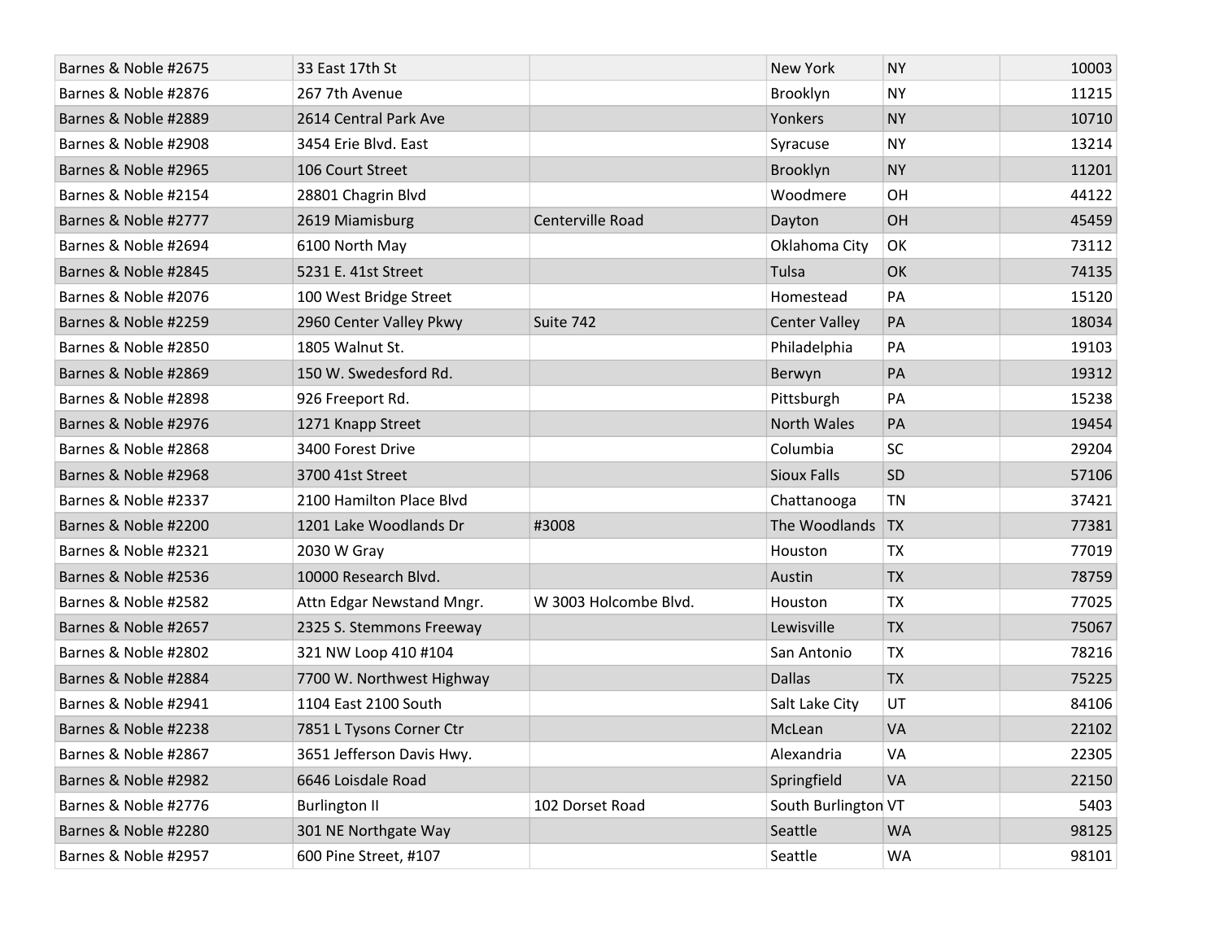| | | | | | |
|---|---|---|---|---|---|
| Barnes & Noble #2675 | 33 East 17th St | | New York | NY | 10003 |
| Barnes & Noble #2876 | 267 7th Avenue | | Brooklyn | NY | 11215 |
| Barnes & Noble #2889 | 2614 Central Park Ave | | Yonkers | NY | 10710 |
| Barnes & Noble #2908 | 3454 Erie Blvd. East | | Syracuse | NY | 13214 |
| Barnes & Noble #2965 | 106 Court Street | | Brooklyn | NY | 11201 |
| Barnes & Noble #2154 | 28801 Chagrin Blvd | | Woodmere | OH | 44122 |
| Barnes & Noble #2777 | 2619 Miamisburg | Centerville Road | Dayton | OH | 45459 |
| Barnes & Noble #2694 | 6100 North May | | Oklahoma City | OK | 73112 |
| Barnes & Noble #2845 | 5231 E. 41st Street | | Tulsa | OK | 74135 |
| Barnes & Noble #2076 | 100 West Bridge Street | | Homestead | PA | 15120 |
| Barnes & Noble #2259 | 2960 Center Valley Pkwy | Suite 742 | Center Valley | PA | 18034 |
| Barnes & Noble #2850 | 1805 Walnut St. | | Philadelphia | PA | 19103 |
| Barnes & Noble #2869 | 150 W. Swedesford Rd. | | Berwyn | PA | 19312 |
| Barnes & Noble #2898 | 926 Freeport Rd. | | Pittsburgh | PA | 15238 |
| Barnes & Noble #2976 | 1271 Knapp Street | | North Wales | PA | 19454 |
| Barnes & Noble #2868 | 3400 Forest Drive | | Columbia | SC | 29204 |
| Barnes & Noble #2968 | 3700 41st Street | | Sioux Falls | SD | 57106 |
| Barnes & Noble #2337 | 2100 Hamilton Place Blvd | | Chattanooga | TN | 37421 |
| Barnes & Noble #2200 | 1201 Lake Woodlands Dr | #3008 | The Woodlands | TX | 77381 |
| Barnes & Noble #2321 | 2030 W Gray | | Houston | TX | 77019 |
| Barnes & Noble #2536 | 10000 Research Blvd. | | Austin | TX | 78759 |
| Barnes & Noble #2582 | Attn Edgar Newstand Mngr. | W 3003 Holcombe Blvd. | Houston | TX | 77025 |
| Barnes & Noble #2657 | 2325 S. Stemmons Freeway | | Lewisville | TX | 75067 |
| Barnes & Noble #2802 | 321 NW Loop 410 #104 | | San Antonio | TX | 78216 |
| Barnes & Noble #2884 | 7700 W. Northwest Highway | | Dallas | TX | 75225 |
| Barnes & Noble #2941 | 1104 East 2100 South | | Salt Lake City | UT | 84106 |
| Barnes & Noble #2238 | 7851 L Tysons Corner Ctr | | McLean | VA | 22102 |
| Barnes & Noble #2867 | 3651 Jefferson Davis Hwy. | | Alexandria | VA | 22305 |
| Barnes & Noble #2982 | 6646 Loisdale Road | | Springfield | VA | 22150 |
| Barnes & Noble #2776 | Burlington II | 102 Dorset Road | South Burlington | VT | 5403 |
| Barnes & Noble #2280 | 301 NE Northgate Way | | Seattle | WA | 98125 |
| Barnes & Noble #2957 | 600 Pine Street, #107 | | Seattle | WA | 98101 |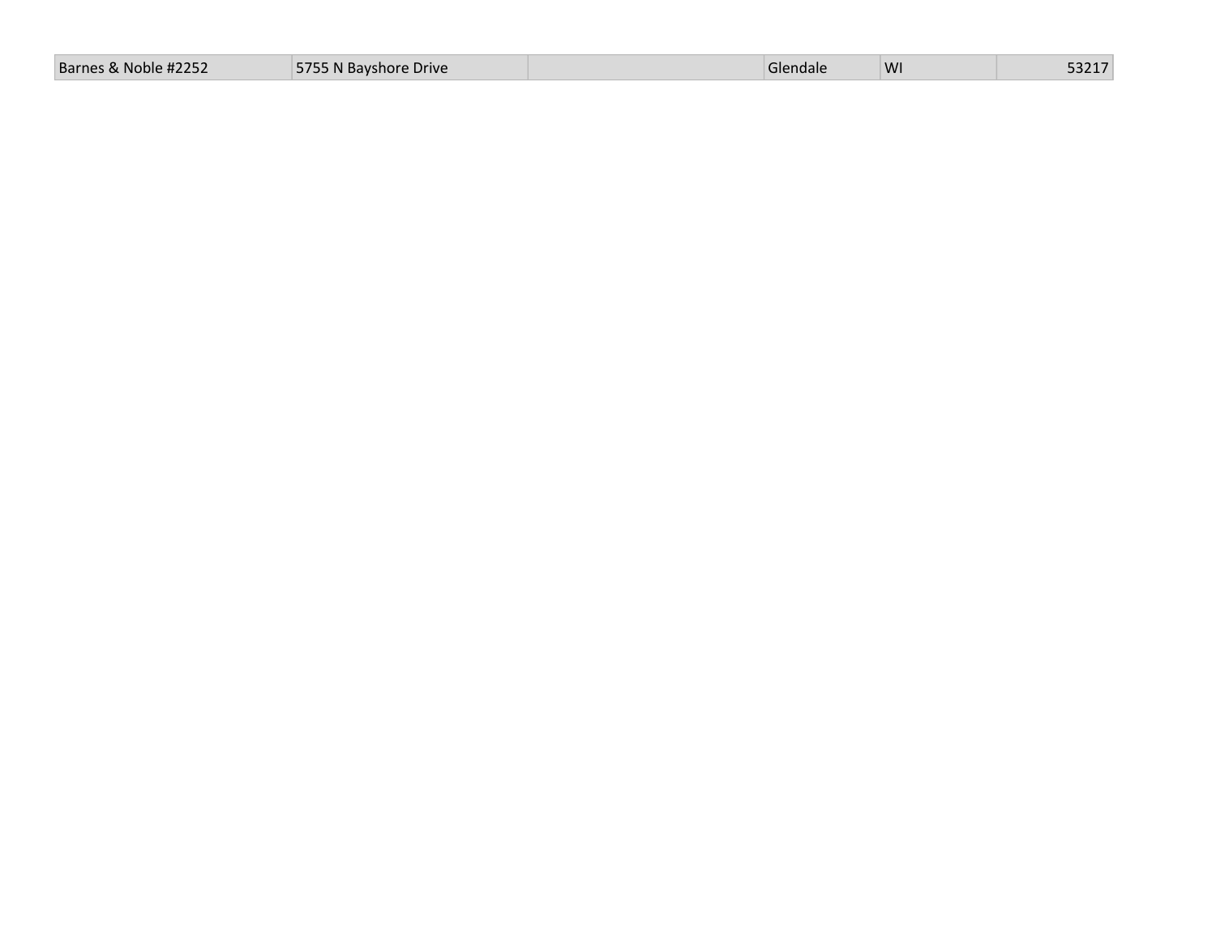| | | | | | |
|---|---|---|---|---|---|
| Barnes & Noble #2252 | 5755 N Bayshore Drive | | Glendale | WI | 53217 |